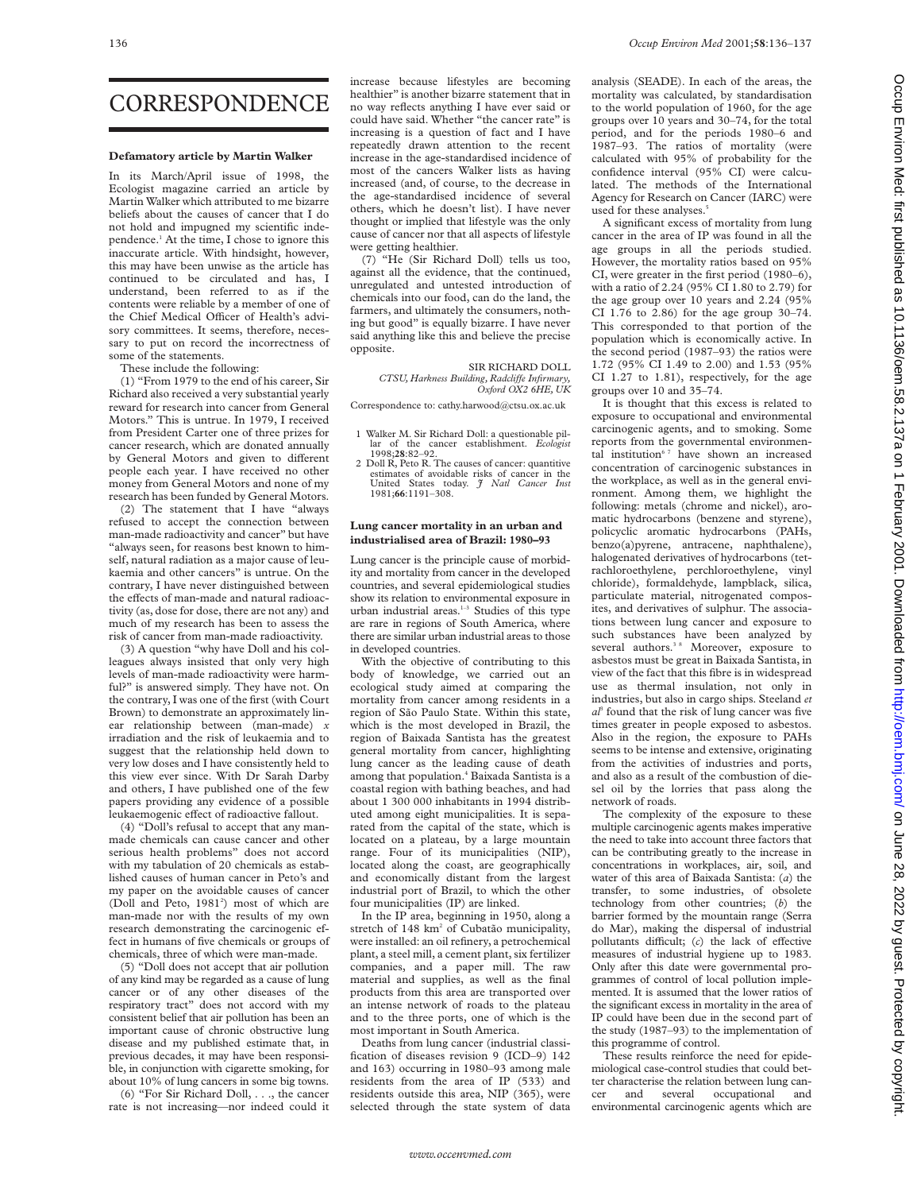# CORRESPONDENCE

## Defamatory article by Martin Walker

In its March/April issue of 1998, the Ecologist magazine carried an article by Martin Walker which attributed to me bizarre beliefs about the causes of cancer that I do not hold and impugned my scientific independence.[1] At the time, I chose to ignore this inaccurate article. With hindsight, however, this may have been unwise as the article has continued to be circulated and has, I understand, been referred to as if the contents were reliable by a member of one of the Chief Medical Officer of Health's advisory committees. It seems, therefore, necessary to put on record the incorrectness of some of the statements.

These include the following:

(1) "From 1979 to the end of his career, Sir Richard also received a very substantial yearly reward for research into cancer from General Motors." This is untrue. In 1979, I received from President Carter one of three prizes for cancer research, which are donated annually by General Motors and given to different people each year. I have received no other money from General Motors and none of my research has been funded by General Motors.

(2) The statement that I have "always refused to accept the connection between man-made radioactivity and cancer" but have "always seen, for reasons best known to himself, natural radiation as a major cause of leukaemia and other cancers" is untrue. On the contrary, I have never distinguished between the effects of man-made and natural radioactivity (as, dose for dose, there are not any) and much of my research has been to assess the risk of cancer from man-made radioactivity.

(3) A question "why have Doll and his colleagues always insisted that only very high levels of man-made radioactivity were harmful?" is answered simply. They have not. On the contrary, I was one of the first (with Court Brown) to demonstrate an approximately linear relationship between (man-made) *x* irradiation and the risk of leukaemia and to suggest that the relationship held down to very low doses and I have consistently held to this view ever since. With Dr Sarah Darby and others, I have published one of the few papers providing any evidence of a possible leukaemogenic effect of radioactive fallout.

(4) "Doll's refusal to accept that any man-made chemicals can cause cancer and other serious health problems" does not accord with my tabulation of 20 chemicals as established causes of human cancer in Peto's and my paper on the avoidable causes of cancer (Doll and Peto, 1981[2]) most of which are man-made nor with the results of my own research demonstrating the carcinogenic effect in humans of five chemicals or groups of chemicals, three of which were man-made.

(5) "Doll does not accept that air pollution of any kind may be regarded as a cause of lung cancer or of any other diseases of the respiratory tract" does not accord with my consistent belief that air pollution has been an important cause of chronic obstructive lung disease and my published estimate that, in previous decades, it may have been responsible, in conjunction with cigarette smoking, for about 10% of lung cancers in some big towns.

(6) "For Sir Richard Doll, . . ., the cancer rate is not increasing—nor indeed could it increase because lifestyles are becoming healthier" is another bizarre statement that in no way reflects anything I have ever said or could have said. Whether "the cancer rate" is increasing is a question of fact and I have repeatedly drawn attention to the recent increase in the age-standardised incidence of most of the cancers Walker lists as having increased (and, of course, to the decrease in the age-standardised incidence of several others, which he doesn't list). I have never thought or implied that lifestyle was the only cause of cancer nor that all aspects of lifestyle were getting healthier.

(7) "He (Sir Richard Doll) tells us too, against all the evidence, that the continued, unregulated and untested introduction of chemicals into our food, can do the land, the farmers, and ultimately the consumers, nothing but good" is equally bizarre. I have never said anything like this and believe the precise opposite.

SIR RICHARD DOLL
*CTSU, Harkness Building, Radcliffe Infirmary, Oxford OX2 6HE, UK*

Correspondence to: cathy.harwood@ctsu.ox.ac.uk

1 Walker M. Sir Richard Doll: a questionable pillar of the cancer establishment. *Ecologist* 1998;**28**:82–92.
2 Doll R, Peto R. The causes of cancer: quantitive estimates of avoidable risks of cancer in the United States today. *J Natl Cancer Inst* 1981;**66**:1191–308.

## Lung cancer mortality in an urban and industrialised area of Brazil: 1980–93

Lung cancer is the principle cause of morbidity and mortality from cancer in the developed countries, and several epidemiological studies show its relation to environmental exposure in urban industrial areas.[1–3] Studies of this type are rare in regions of South America, where there are similar urban industrial areas to those in developed countries.

With the objective of contributing to this body of knowledge, we carried out an ecological study aimed at comparing the mortality from cancer among residents in a region of São Paulo State. Within this state, which is the most developed in Brazil, the region of Baixada Santista has the greatest general mortality from cancer, highlighting lung cancer as the leading cause of death among that population.[4] Baixada Santista is a coastal region with bathing beaches, and had about 1 300 000 inhabitants in 1994 distributed among eight municipalities. It is separated from the capital of the state, which is located on a plateau, by a large mountain range. Four of its municipalities (NIP), located along the coast, are geographically and economically distant from the largest industrial port of Brazil, to which the other four municipalities (IP) are linked.

In the IP area, beginning in 1950, along a stretch of 148 km$^2$ of Cubatão municipality, were installed: an oil refinery, a petrochemical plant, a steel mill, a cement plant, six fertilizer companies, and a paper mill. The raw material and supplies, as well as the final products from this area are transported over an intense network of roads to the plateau and to the three ports, one of which is the most important in South America.

Deaths from lung cancer (industrial classification of diseases revision 9 (ICD–9) 142 and 163) occurring in 1980–93 among male residents from the area of IP (533) and residents outside this area, NIP (365), were selected through the state system of data analysis (SEADE). In each of the areas, the mortality was calculated, by standardisation to the world population of 1960, for the age groups over 10 years and 30–74, for the total period, and for the periods 1980–6 and 1987–93. The ratios of mortality (were calculated with 95% of probability for the confidence interval (95% CI) were calculated. The methods of the International Agency for Research on Cancer (IARC) were used for these analyses.[5]

A significant excess of mortality from lung cancer in the area of IP was found in all the age groups in all the periods studied. However, the mortality ratios based on 95% CI, were greater in the first period (1980–6), with a ratio of 2.24 (95% CI 1.80 to 2.79) for the age group over 10 years and 2.24 (95% CI 1.76 to 2.86) for the age group 30–74. This corresponded to that portion of the population which is economically active. In the second period (1987–93) the ratios were 1.72 (95% CI 1.49 to 2.00) and 1.53 (95% CI 1.27 to 1.81), respectively, for the age groups over 10 and 35–74.

It is thought that this excess is related to exposure to occupational and environmental carcinogenic agents, and to smoking. Some reports from the governmental environmental institution[6,7] have shown an increased concentration of carcinogenic substances in the workplace, as well as in the general environment. Among them, we highlight the following: metals (chrome and nickel), aromatic hydrocarbons (benzene and styrene), policyclic aromatic hydrocarbons (PAHs, benzo(a)pyrene, antracene, naphthalene), halogenated derivatives of hydrocarbons (tetrachloroethylene, perchloroethylene, vinyl chloride), formaldehyde, lampblack, silica, particulate material, nitrogenated composites, and derivatives of sulphur. The associations between lung cancer and exposure to such substances have been analyzed by several authors.[3,8] Moreover, exposure to asbestos must be great in Baixada Santista, in view of the fact that this fibre is in widespread use as thermal insulation, not only in industries, but also in cargo ships. Steeland *et al*[8] found that the risk of lung cancer was five times greater in people exposed to asbestos. Also in the region, the exposure to PAHs seems to be intense and extensive, originating from the activities of industries and ports, and also as a result of the combustion of diesel oil by the lorries that pass along the network of roads.

The complexity of the exposure to these multiple carcinogenic agents makes imperative the need to take into account three factors that can be contributing greatly to the increase in concentrations in workplaces, air, soil, and water of this area of Baixada Santista: (*a*) the transfer, to some industries, of obsolete technology from other countries; (*b*) the barrier formed by the mountain range (Serra do Mar), making the dispersal of industrial pollutants difficult; (*c*) the lack of effective measures of industrial hygiene up to 1983. Only after this date were governmental programmes of control of local pollution implemented. It is assumed that the lower ratios of the significant excess in mortality in the area of IP could have been due in the second part of the study (1987–93) to the implementation of this programme of control.

These results reinforce the need for epidemiological case-control studies that could better characterise the relation between lung cancer and several occupational and environmental carcinogenic agents which are